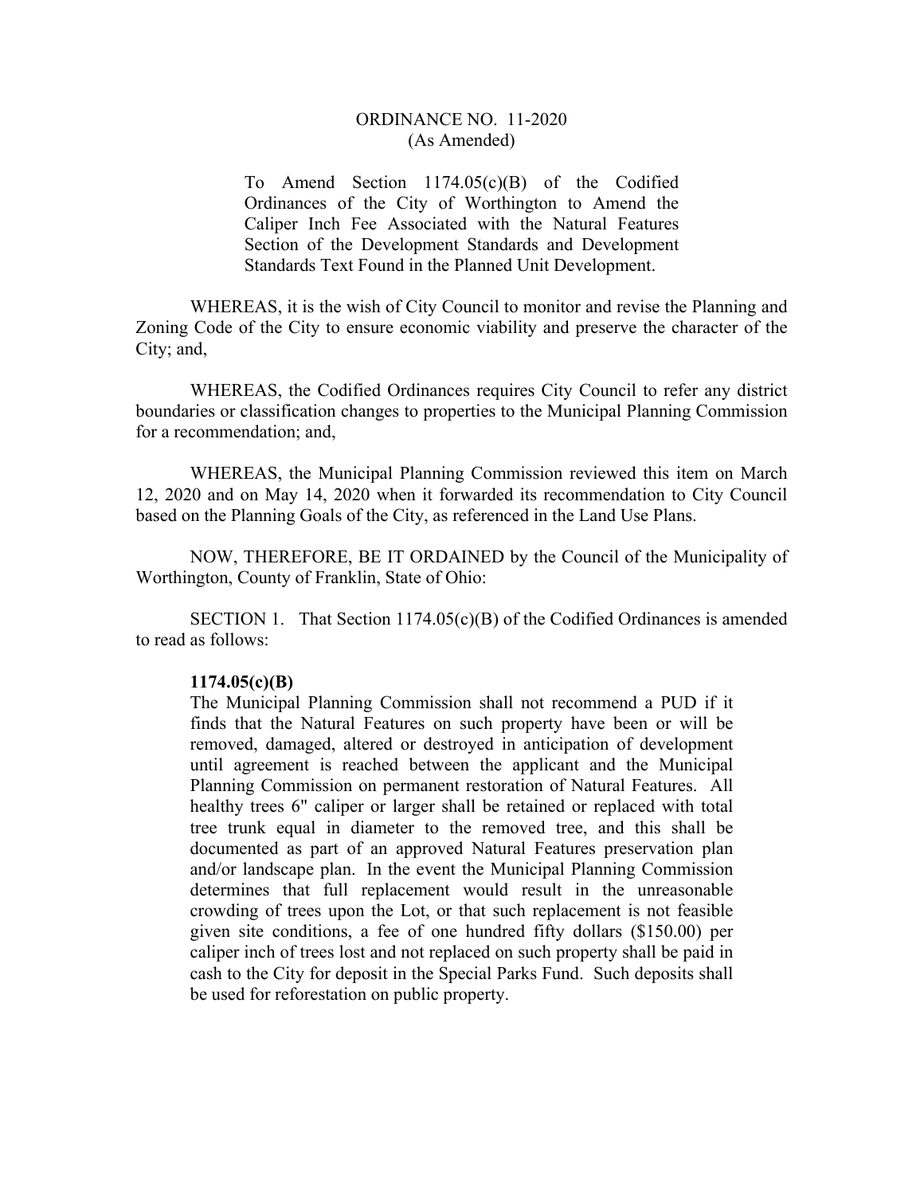# ORDINANCE NO. 11-2020
(As Amended)

To Amend Section 1174.05(c)(B) of the Codified Ordinances of the City of Worthington to Amend the Caliper Inch Fee Associated with the Natural Features Section of the Development Standards and Development Standards Text Found in the Planned Unit Development.

WHEREAS, it is the wish of City Council to monitor and revise the Planning and Zoning Code of the City to ensure economic viability and preserve the character of the City; and,

WHEREAS, the Codified Ordinances requires City Council to refer any district boundaries or classification changes to properties to the Municipal Planning Commission for a recommendation; and,

WHEREAS, the Municipal Planning Commission reviewed this item on March 12, 2020 and on May 14, 2020 when it forwarded its recommendation to City Council based on the Planning Goals of the City, as referenced in the Land Use Plans.

NOW, THEREFORE, BE IT ORDAINED by the Council of the Municipality of Worthington, County of Franklin, State of Ohio:

SECTION 1. That Section 1174.05(c)(B) of the Codified Ordinances is amended to read as follows:

**1174.05(c)(B)**

The Municipal Planning Commission shall not recommend a PUD if it finds that the Natural Features on such property have been or will be removed, damaged, altered or destroyed in anticipation of development until agreement is reached between the applicant and the Municipal Planning Commission on permanent restoration of Natural Features. All healthy trees 6" caliper or larger shall be retained or replaced with total tree trunk equal in diameter to the removed tree, and this shall be documented as part of an approved Natural Features preservation plan and/or landscape plan. In the event the Municipal Planning Commission determines that full replacement would result in the unreasonable crowding of trees upon the Lot, or that such replacement is not feasible given site conditions, a fee of one hundred fifty dollars ($150.00) per caliper inch of trees lost and not replaced on such property shall be paid in cash to the City for deposit in the Special Parks Fund. Such deposits shall be used for reforestation on public property.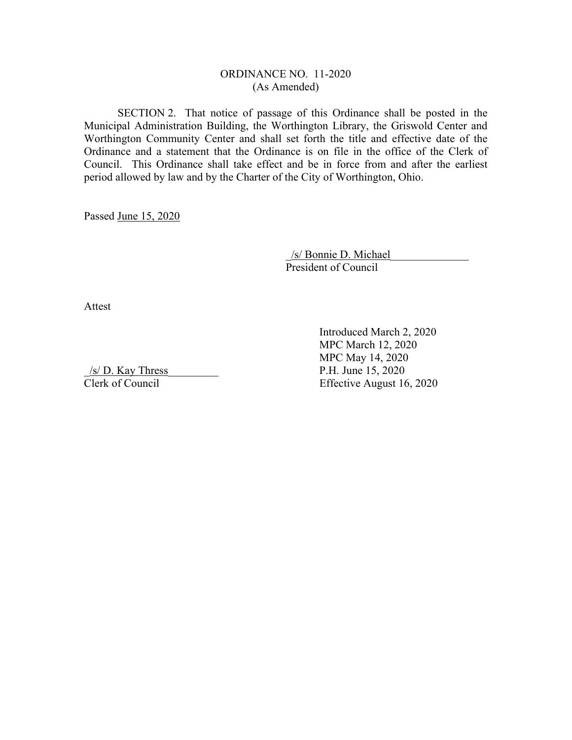ORDINANCE NO. 11-2020
(As Amended)

SECTION 2. That notice of passage of this Ordinance shall be posted in the Municipal Administration Building, the Worthington Library, the Griswold Center and Worthington Community Center and shall set forth the title and effective date of the Ordinance and a statement that the Ordinance is on file in the office of the Clerk of Council. This Ordinance shall take effect and be in force from and after the earliest period allowed by law and by the Charter of the City of Worthington, Ohio.

Passed June 15, 2020

/s/ Bonnie D. Michael
President of Council

Attest

/s/ D. Kay Thress
Clerk of Council

Introduced March 2, 2020
MPC March 12, 2020
MPC May 14, 2020
P.H. June 15, 2020
Effective August 16, 2020